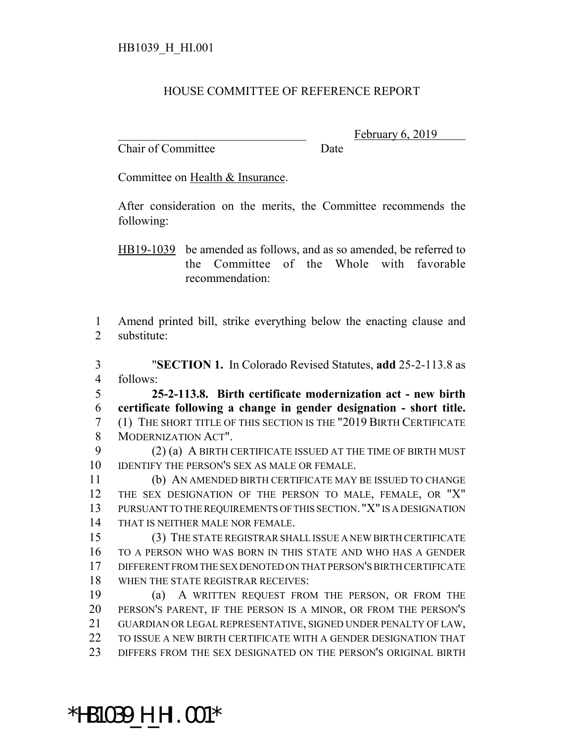HB1039_H_HI.001

HOUSE COMMITTEE OF REFERENCE REPORT

________________________________ February 6, 2019
Chair of Committee Date

Committee on Health & Insurance.

After consideration on the merits, the Committee recommends the following:

HB19-1039 be amended as follows, and as so amended, be referred to the Committee of the Whole with favorable recommendation:

1 Amend printed bill, strike everything below the enacting clause and
2 substitute:

3 "**SECTION 1.** In Colorado Revised Statutes, **add** 25-2-113.8 as
4 follows:
5 **25-2-113.8. Birth certificate modernization act - new birth**
6 **certificate following a change in gender designation - short title.**
7 (1) THE SHORT TITLE OF THIS SECTION IS THE "2019 BIRTH CERTIFICATE
8 MODERNIZATION ACT".
9 (2) (a) A BIRTH CERTIFICATE ISSUED AT THE TIME OF BIRTH MUST
10 IDENTIFY THE PERSON'S SEX AS MALE OR FEMALE.
11 (b) AN AMENDED BIRTH CERTIFICATE MAY BE ISSUED TO CHANGE
12 THE SEX DESIGNATION OF THE PERSON TO MALE, FEMALE, OR "X"
13 PURSUANT TO THE REQUIREMENTS OF THIS SECTION. "X" IS A DESIGNATION
14 THAT IS NEITHER MALE NOR FEMALE.
15 (3) THE STATE REGISTRAR SHALL ISSUE A NEW BIRTH CERTIFICATE
16 TO A PERSON WHO WAS BORN IN THIS STATE AND WHO HAS A GENDER
17 DIFFERENT FROM THE SEX DENOTED ON THAT PERSON'S BIRTH CERTIFICATE
18 WHEN THE STATE REGISTRAR RECEIVES:
19 (a) A WRITTEN REQUEST FROM THE PERSON, OR FROM THE
20 PERSON'S PARENT, IF THE PERSON IS A MINOR, OR FROM THE PERSON'S
21 GUARDIAN OR LEGAL REPRESENTATIVE, SIGNED UNDER PENALTY OF LAW,
22 TO ISSUE A NEW BIRTH CERTIFICATE WITH A GENDER DESIGNATION THAT
23 DIFFERS FROM THE SEX DESIGNATED ON THE PERSON'S ORIGINAL BIRTH

*HB1039_H_HI.001*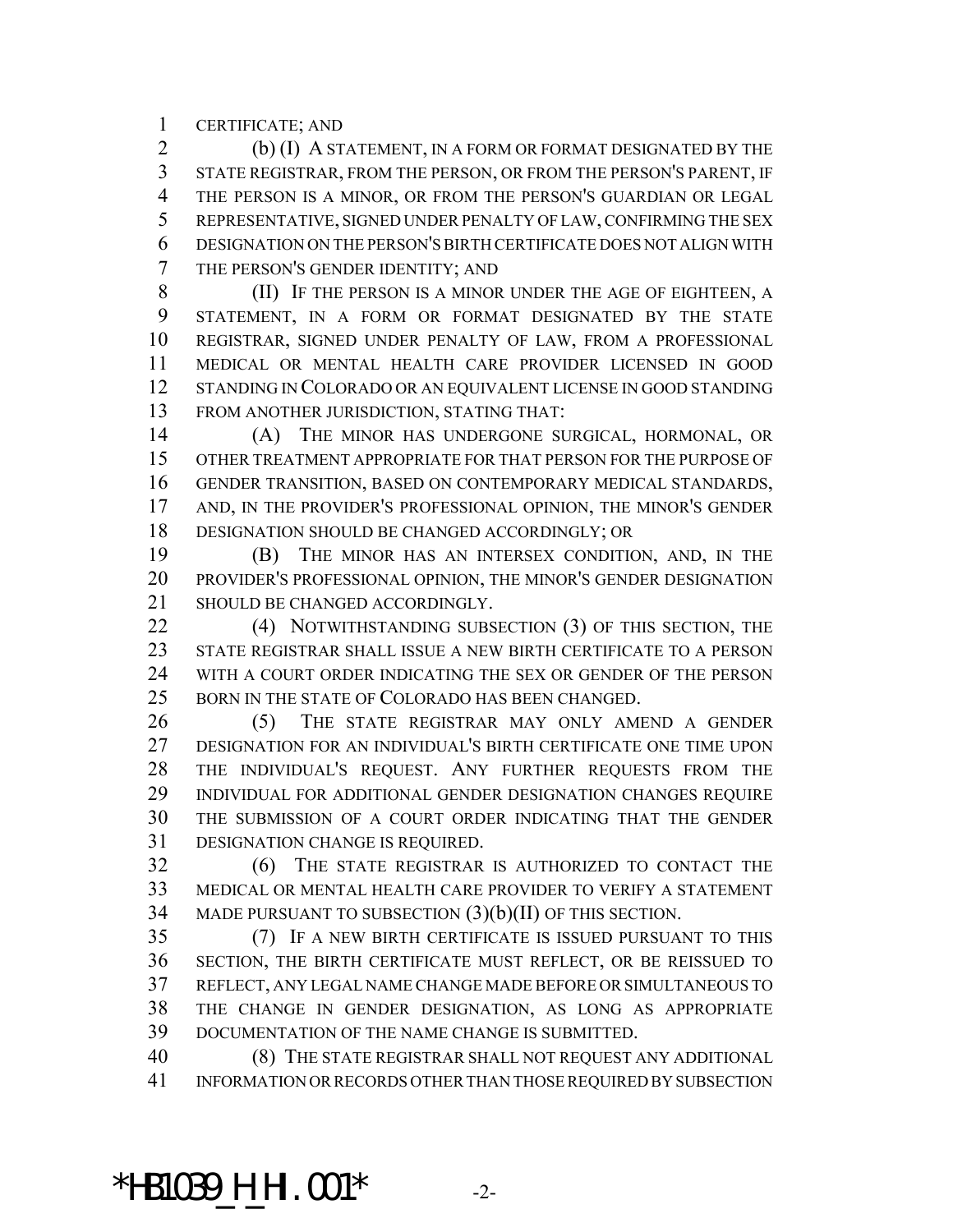CERTIFICATE; AND

(b) (I) A STATEMENT, IN A FORM OR FORMAT DESIGNATED BY THE STATE REGISTRAR, FROM THE PERSON, OR FROM THE PERSON'S PARENT, IF THE PERSON IS A MINOR, OR FROM THE PERSON'S GUARDIAN OR LEGAL REPRESENTATIVE, SIGNED UNDER PENALTY OF LAW, CONFIRMING THE SEX DESIGNATION ON THE PERSON'S BIRTH CERTIFICATE DOES NOT ALIGN WITH THE PERSON'S GENDER IDENTITY; AND

(II) IF THE PERSON IS A MINOR UNDER THE AGE OF EIGHTEEN, A STATEMENT, IN A FORM OR FORMAT DESIGNATED BY THE STATE REGISTRAR, SIGNED UNDER PENALTY OF LAW, FROM A PROFESSIONAL MEDICAL OR MENTAL HEALTH CARE PROVIDER LICENSED IN GOOD STANDING IN COLORADO OR AN EQUIVALENT LICENSE IN GOOD STANDING FROM ANOTHER JURISDICTION, STATING THAT:

(A) THE MINOR HAS UNDERGONE SURGICAL, HORMONAL, OR OTHER TREATMENT APPROPRIATE FOR THAT PERSON FOR THE PURPOSE OF GENDER TRANSITION, BASED ON CONTEMPORARY MEDICAL STANDARDS, AND, IN THE PROVIDER'S PROFESSIONAL OPINION, THE MINOR'S GENDER DESIGNATION SHOULD BE CHANGED ACCORDINGLY; OR

(B) THE MINOR HAS AN INTERSEX CONDITION, AND, IN THE PROVIDER'S PROFESSIONAL OPINION, THE MINOR'S GENDER DESIGNATION SHOULD BE CHANGED ACCORDINGLY.

(4) NOTWITHSTANDING SUBSECTION (3) OF THIS SECTION, THE STATE REGISTRAR SHALL ISSUE A NEW BIRTH CERTIFICATE TO A PERSON WITH A COURT ORDER INDICATING THE SEX OR GENDER OF THE PERSON BORN IN THE STATE OF COLORADO HAS BEEN CHANGED.

(5) THE STATE REGISTRAR MAY ONLY AMEND A GENDER DESIGNATION FOR AN INDIVIDUAL'S BIRTH CERTIFICATE ONE TIME UPON THE INDIVIDUAL'S REQUEST. ANY FURTHER REQUESTS FROM THE INDIVIDUAL FOR ADDITIONAL GENDER DESIGNATION CHANGES REQUIRE THE SUBMISSION OF A COURT ORDER INDICATING THAT THE GENDER DESIGNATION CHANGE IS REQUIRED.

(6) THE STATE REGISTRAR IS AUTHORIZED TO CONTACT THE MEDICAL OR MENTAL HEALTH CARE PROVIDER TO VERIFY A STATEMENT MADE PURSUANT TO SUBSECTION (3)(b)(II) OF THIS SECTION.

(7) IF A NEW BIRTH CERTIFICATE IS ISSUED PURSUANT TO THIS SECTION, THE BIRTH CERTIFICATE MUST REFLECT, OR BE REISSUED TO REFLECT, ANY LEGAL NAME CHANGE MADE BEFORE OR SIMULTANEOUS TO THE CHANGE IN GENDER DESIGNATION, AS LONG AS APPROPRIATE DOCUMENTATION OF THE NAME CHANGE IS SUBMITTED.

(8) THE STATE REGISTRAR SHALL NOT REQUEST ANY ADDITIONAL INFORMATION OR RECORDS OTHER THAN THOSE REQUIRED BY SUBSECTION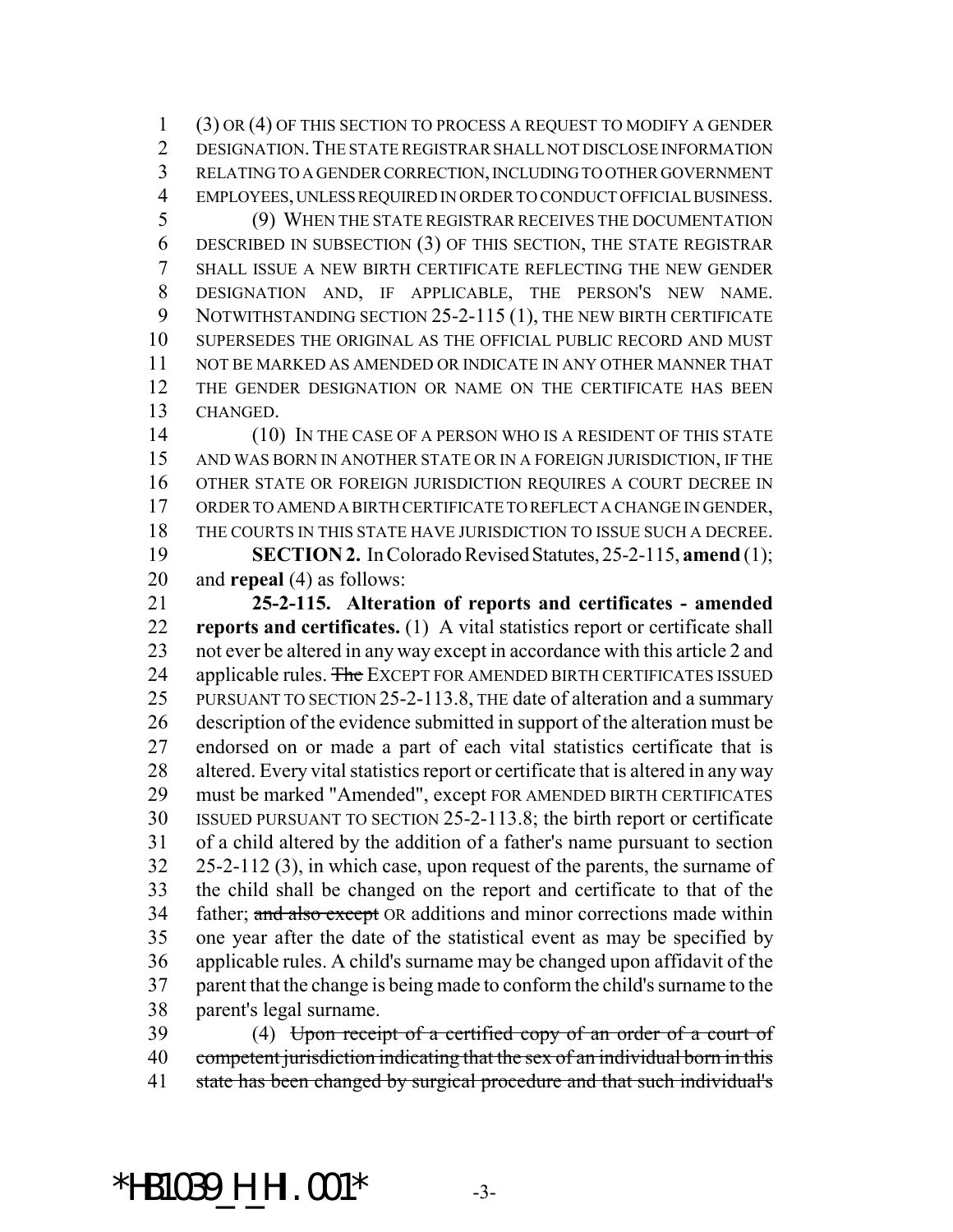(3) OR (4) OF THIS SECTION TO PROCESS A REQUEST TO MODIFY A GENDER DESIGNATION. THE STATE REGISTRAR SHALL NOT DISCLOSE INFORMATION RELATING TO A GENDER CORRECTION, INCLUDING TO OTHER GOVERNMENT EMPLOYEES, UNLESS REQUIRED IN ORDER TO CONDUCT OFFICIAL BUSINESS.

(9) WHEN THE STATE REGISTRAR RECEIVES THE DOCUMENTATION DESCRIBED IN SUBSECTION (3) OF THIS SECTION, THE STATE REGISTRAR SHALL ISSUE A NEW BIRTH CERTIFICATE REFLECTING THE NEW GENDER DESIGNATION AND, IF APPLICABLE, THE PERSON'S NEW NAME. NOTWITHSTANDING SECTION 25-2-115 (1), THE NEW BIRTH CERTIFICATE SUPERSEDES THE ORIGINAL AS THE OFFICIAL PUBLIC RECORD AND MUST NOT BE MARKED AS AMENDED OR INDICATE IN ANY OTHER MANNER THAT THE GENDER DESIGNATION OR NAME ON THE CERTIFICATE HAS BEEN CHANGED.

(10) IN THE CASE OF A PERSON WHO IS A RESIDENT OF THIS STATE AND WAS BORN IN ANOTHER STATE OR IN A FOREIGN JURISDICTION, IF THE OTHER STATE OR FOREIGN JURISDICTION REQUIRES A COURT DECREE IN ORDER TO AMEND A BIRTH CERTIFICATE TO REFLECT A CHANGE IN GENDER, THE COURTS IN THIS STATE HAVE JURISDICTION TO ISSUE SUCH A DECREE.

**SECTION 2.** In Colorado Revised Statutes, 25-2-115, **amend** (1); and **repeal** (4) as follows:

**25-2-115. Alteration of reports and certificates - amended reports and certificates.** (1) A vital statistics report or certificate shall not ever be altered in any way except in accordance with this article 2 and applicable rules. ~~The~~ EXCEPT FOR AMENDED BIRTH CERTIFICATES ISSUED PURSUANT TO SECTION 25-2-113.8, THE date of alteration and a summary description of the evidence submitted in support of the alteration must be endorsed on or made a part of each vital statistics certificate that is altered. Every vital statistics report or certificate that is altered in any way must be marked "Amended", except FOR AMENDED BIRTH CERTIFICATES ISSUED PURSUANT TO SECTION 25-2-113.8; the birth report or certificate of a child altered by the addition of a father's name pursuant to section 25-2-112 (3), in which case, upon request of the parents, the surname of the child shall be changed on the report and certificate to that of the father; ~~and also except~~ OR additions and minor corrections made within one year after the date of the statistical event as may be specified by applicable rules. A child's surname may be changed upon affidavit of the parent that the change is being made to conform the child's surname to the parent's legal surname.

(4) ~~Upon receipt of a certified copy of an order of a court of competent jurisdiction indicating that the sex of an individual born in this state has been changed by surgical procedure and that such individual's~~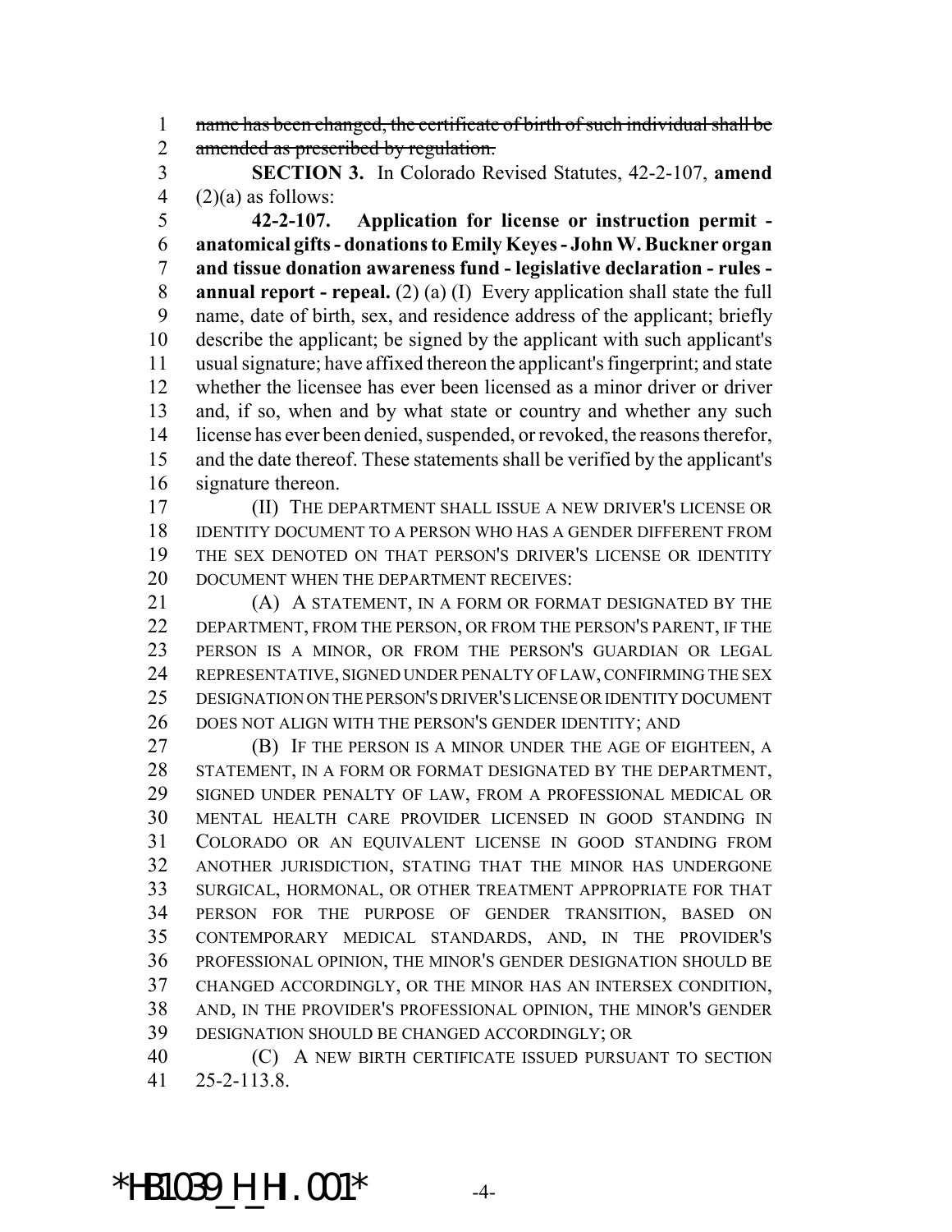~~name has been changed, the certificate of birth of such individual shall be amended as prescribed by regulation.~~

**SECTION 3.** In Colorado Revised Statutes, 42-2-107, **amend** (2)(a) as follows:

**42-2-107. Application for license or instruction permit - anatomical gifts - donations to Emily Keyes - John W. Buckner organ and tissue donation awareness fund - legislative declaration - rules - annual report - repeal.** (2) (a) (I) Every application shall state the full name, date of birth, sex, and residence address of the applicant; briefly describe the applicant; be signed by the applicant with such applicant's usual signature; have affixed thereon the applicant's fingerprint; and state whether the licensee has ever been licensed as a minor driver or driver and, if so, when and by what state or country and whether any such license has ever been denied, suspended, or revoked, the reasons therefor, and the date thereof. These statements shall be verified by the applicant's signature thereon.

(II) THE DEPARTMENT SHALL ISSUE A NEW DRIVER'S LICENSE OR IDENTITY DOCUMENT TO A PERSON WHO HAS A GENDER DIFFERENT FROM THE SEX DENOTED ON THAT PERSON'S DRIVER'S LICENSE OR IDENTITY DOCUMENT WHEN THE DEPARTMENT RECEIVES:

(A) A STATEMENT, IN A FORM OR FORMAT DESIGNATED BY THE DEPARTMENT, FROM THE PERSON, OR FROM THE PERSON'S PARENT, IF THE PERSON IS A MINOR, OR FROM THE PERSON'S GUARDIAN OR LEGAL REPRESENTATIVE, SIGNED UNDER PENALTY OF LAW, CONFIRMING THE SEX DESIGNATION ON THE PERSON'S DRIVER'S LICENSE OR IDENTITY DOCUMENT DOES NOT ALIGN WITH THE PERSON'S GENDER IDENTITY; AND

(B) IF THE PERSON IS A MINOR UNDER THE AGE OF EIGHTEEN, A STATEMENT, IN A FORM OR FORMAT DESIGNATED BY THE DEPARTMENT, SIGNED UNDER PENALTY OF LAW, FROM A PROFESSIONAL MEDICAL OR MENTAL HEALTH CARE PROVIDER LICENSED IN GOOD STANDING IN COLORADO OR AN EQUIVALENT LICENSE IN GOOD STANDING FROM ANOTHER JURISDICTION, STATING THAT THE MINOR HAS UNDERGONE SURGICAL, HORMONAL, OR OTHER TREATMENT APPROPRIATE FOR THAT PERSON FOR THE PURPOSE OF GENDER TRANSITION, BASED ON CONTEMPORARY MEDICAL STANDARDS, AND, IN THE PROVIDER'S PROFESSIONAL OPINION, THE MINOR'S GENDER DESIGNATION SHOULD BE CHANGED ACCORDINGLY, OR THE MINOR HAS AN INTERSEX CONDITION, AND, IN THE PROVIDER'S PROFESSIONAL OPINION, THE MINOR'S GENDER DESIGNATION SHOULD BE CHANGED ACCORDINGLY; OR

(C) A NEW BIRTH CERTIFICATE ISSUED PURSUANT TO SECTION 25-2-113.8.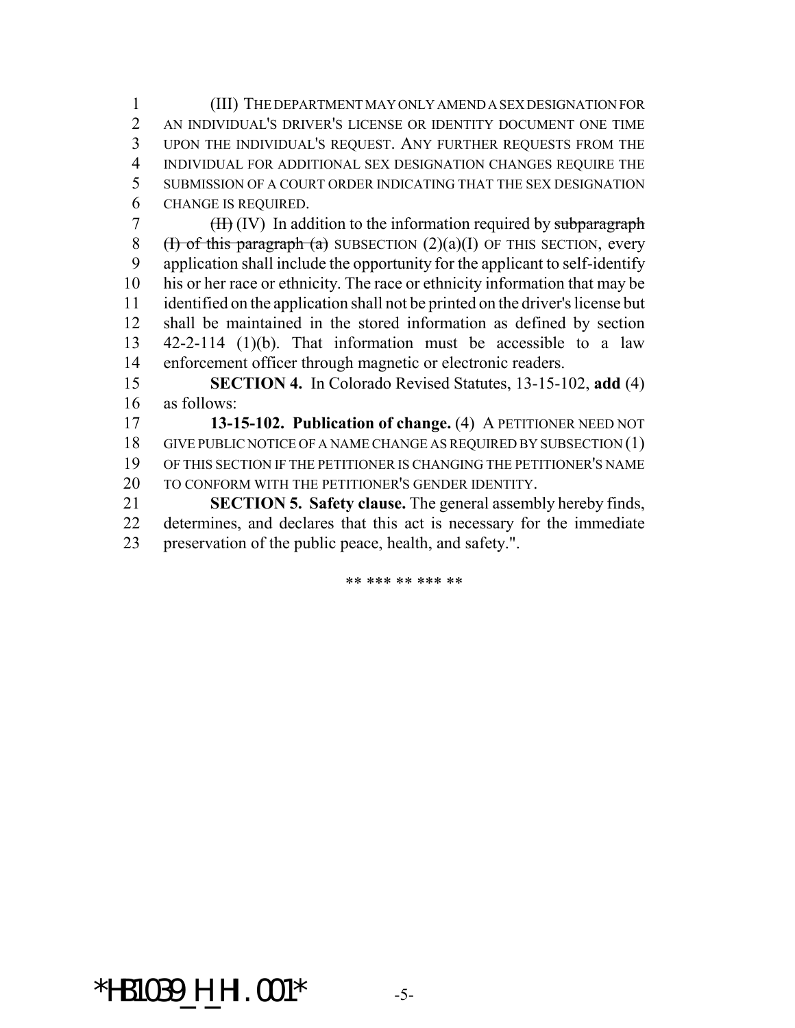(III) THE DEPARTMENT MAY ONLY AMEND A SEX DESIGNATION FOR AN INDIVIDUAL'S DRIVER'S LICENSE OR IDENTITY DOCUMENT ONE TIME UPON THE INDIVIDUAL'S REQUEST. ANY FURTHER REQUESTS FROM THE INDIVIDUAL FOR ADDITIONAL SEX DESIGNATION CHANGES REQUIRE THE SUBMISSION OF A COURT ORDER INDICATING THAT THE SEX DESIGNATION CHANGE IS REQUIRED.

~~(II)~~ (IV) In addition to the information required by ~~subparagraph (I) of this paragraph (a)~~ SUBSECTION (2)(a)(I) OF THIS SECTION, every application shall include the opportunity for the applicant to self-identify his or her race or ethnicity. The race or ethnicity information that may be identified on the application shall not be printed on the driver's license but shall be maintained in the stored information as defined by section 42-2-114 (1)(b). That information must be accessible to a law enforcement officer through magnetic or electronic readers.

**SECTION 4.** In Colorado Revised Statutes, 13-15-102, **add** (4) as follows:

**13-15-102. Publication of change.** (4) A PETITIONER NEED NOT GIVE PUBLIC NOTICE OF A NAME CHANGE AS REQUIRED BY SUBSECTION (1) OF THIS SECTION IF THE PETITIONER IS CHANGING THE PETITIONER'S NAME TO CONFORM WITH THE PETITIONER'S GENDER IDENTITY.

**SECTION 5. Safety clause.** The general assembly hereby finds, determines, and declares that this act is necessary for the immediate preservation of the public peace, health, and safety.".

** *** ** *** **